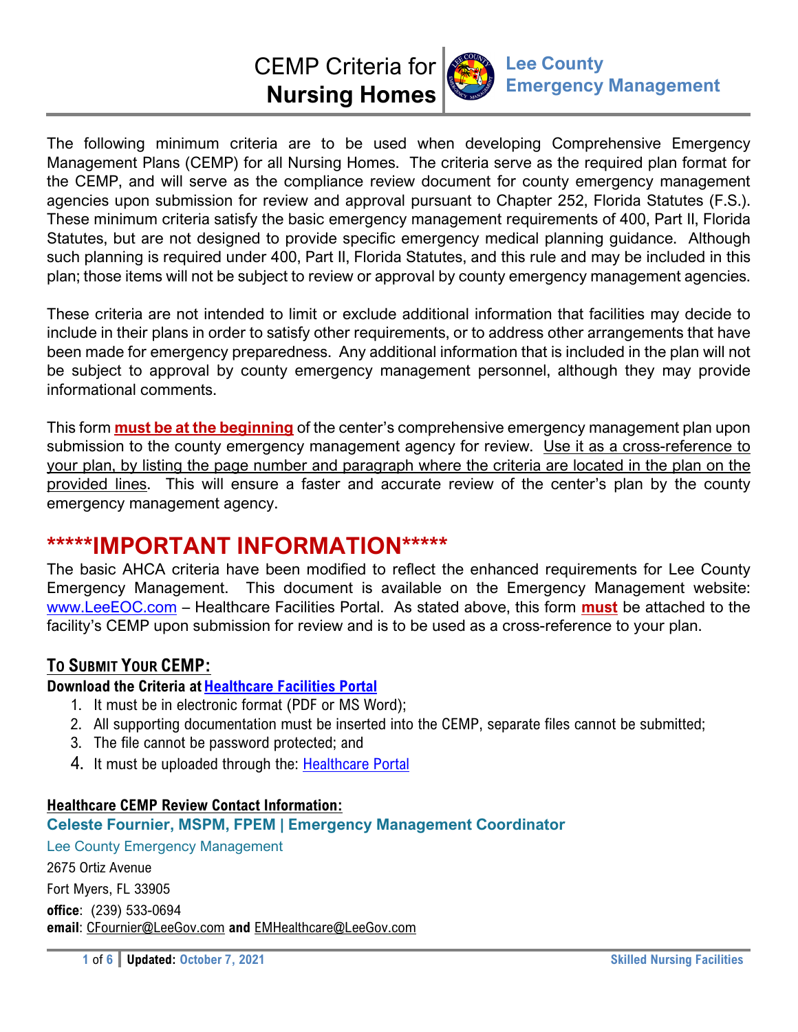# CEMP Criteria for **Nursing Homes**

**Lee County Emergency Management**

The following minimum criteria are to be used when developing Comprehensive Emergency Management Plans (CEMP) for all Nursing Homes. The criteria serve as the required plan format for the CEMP, and will serve as the compliance review document for county emergency management agencies upon submission for review and approval pursuant to Chapter 252, Florida Statutes (F.S.). These minimum criteria satisfy the basic emergency management requirements of 400, Part II, Florida Statutes, but are not designed to provide specific emergency medical planning guidance. Although such planning is required under 400, Part II, Florida Statutes, and this rule and may be included in this plan; those items will not be subject to review or approval by county emergency management agencies.

These criteria are not intended to limit or exclude additional information that facilities may decide to include in their plans in order to satisfy other requirements, or to address other arrangements that have been made for emergency preparedness. Any additional information that is included in the plan will not be subject to approval by county emergency management personnel, although they may provide informational comments.

This form **must be at the beginning** of the center's comprehensive emergency management plan upon submission to the county emergency management agency for review. Use it as a cross-reference to your plan, by listing the page number and paragraph where the criteria are located in the plan on the provided lines. This will ensure a faster and accurate review of the center's plan by the county emergency management agency.

## *****IMPORTANT INFORMATION*****

The basic AHCA criteria have been modified to reflect the enhanced requirements for Lee County Emergency Management. This document is available on the Emergency Management website: www.LeeEOC.com – Healthcare Facilities Portal. As stated above, this form **must** be attached to the facility's CEMP upon submission for review and is to be used as a cross-reference to your plan.

### To Submit Your CEMP:

**Download the Criteria at Healthcare Facilities Portal**

1. It must be in electronic format (PDF or MS Word);
2. All supporting documentation must be inserted into the CEMP, separate files cannot be submitted;
3. The file cannot be password protected; and
4. It must be uploaded through the: Healthcare Portal

**Healthcare CEMP Review Contact Information:**

**Celeste Fournier, MSPM, FPEM | Emergency Management Coordinator**

Lee County Emergency Management

2675 Ortiz Avenue

Fort Myers, FL 33905

**office**: (239) 533-0694

**email**: CFournier@LeeGov.com **and** EMHealthcare@LeeGov.com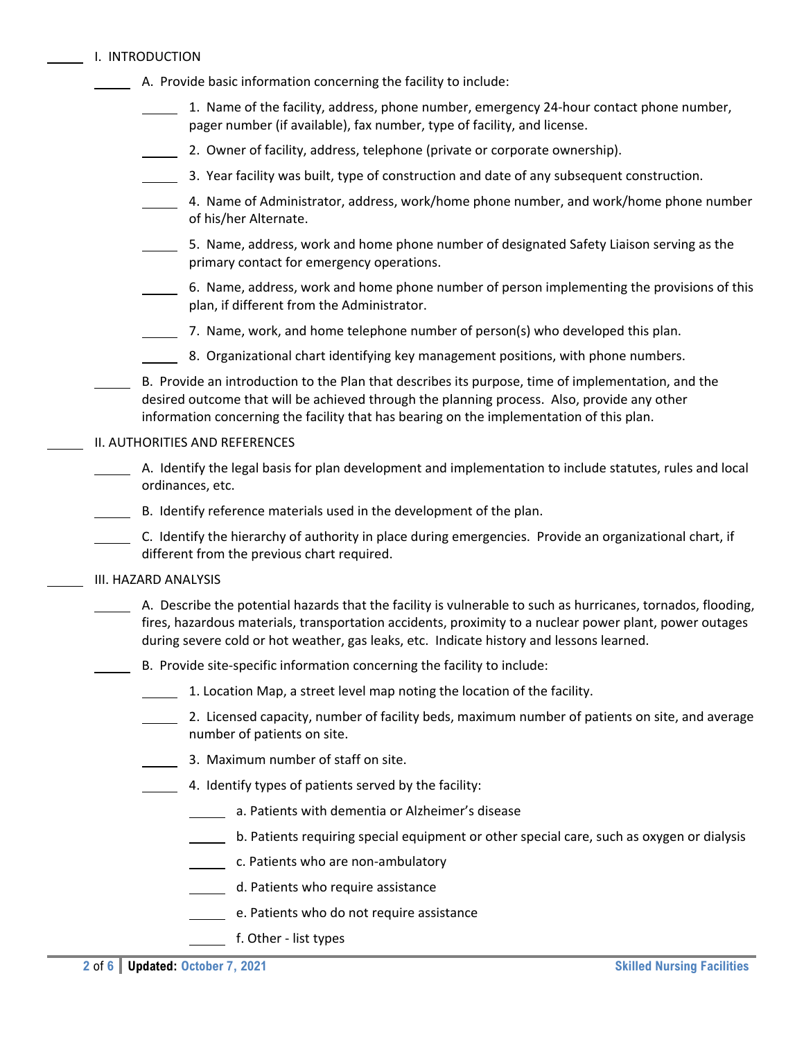_____ I. INTRODUCTION

_____ A. Provide basic information concerning the facility to include:

_____ 1. Name of the facility, address, phone number, emergency 24-hour contact phone number, pager number (if available), fax number, type of facility, and license.

_____ 2. Owner of facility, address, telephone (private or corporate ownership).

_____ 3. Year facility was built, type of construction and date of any subsequent construction.

_____ 4. Name of Administrator, address, work/home phone number, and work/home phone number of his/her Alternate.

_____ 5. Name, address, work and home phone number of designated Safety Liaison serving as the primary contact for emergency operations.

_____ 6. Name, address, work and home phone number of person implementing the provisions of this plan, if different from the Administrator.

_____ 7. Name, work, and home telephone number of person(s) who developed this plan.

_____ 8. Organizational chart identifying key management positions, with phone numbers.

_____ B. Provide an introduction to the Plan that describes its purpose, time of implementation, and the desired outcome that will be achieved through the planning process. Also, provide any other information concerning the facility that has bearing on the implementation of this plan.

_____ II. AUTHORITIES AND REFERENCES

_____ A. Identify the legal basis for plan development and implementation to include statutes, rules and local ordinances, etc.

_____ B. Identify reference materials used in the development of the plan.

_____ C. Identify the hierarchy of authority in place during emergencies. Provide an organizational chart, if different from the previous chart required.

_____ III. HAZARD ANALYSIS

_____ A. Describe the potential hazards that the facility is vulnerable to such as hurricanes, tornados, flooding, fires, hazardous materials, transportation accidents, proximity to a nuclear power plant, power outages during severe cold or hot weather, gas leaks, etc. Indicate history and lessons learned.

_____ B. Provide site-specific information concerning the facility to include:

_____ 1. Location Map, a street level map noting the location of the facility.

_____ 2. Licensed capacity, number of facility beds, maximum number of patients on site, and average number of patients on site.

_____ 3. Maximum number of staff on site.

_____ 4. Identify types of patients served by the facility:

_____ a. Patients with dementia or Alzheimer's disease

_____ b. Patients requiring special equipment or other special care, such as oxygen or dialysis

_____ c. Patients who are non-ambulatory

_____ d. Patients who require assistance

_____ e. Patients who do not require assistance

_____ f. Other - list types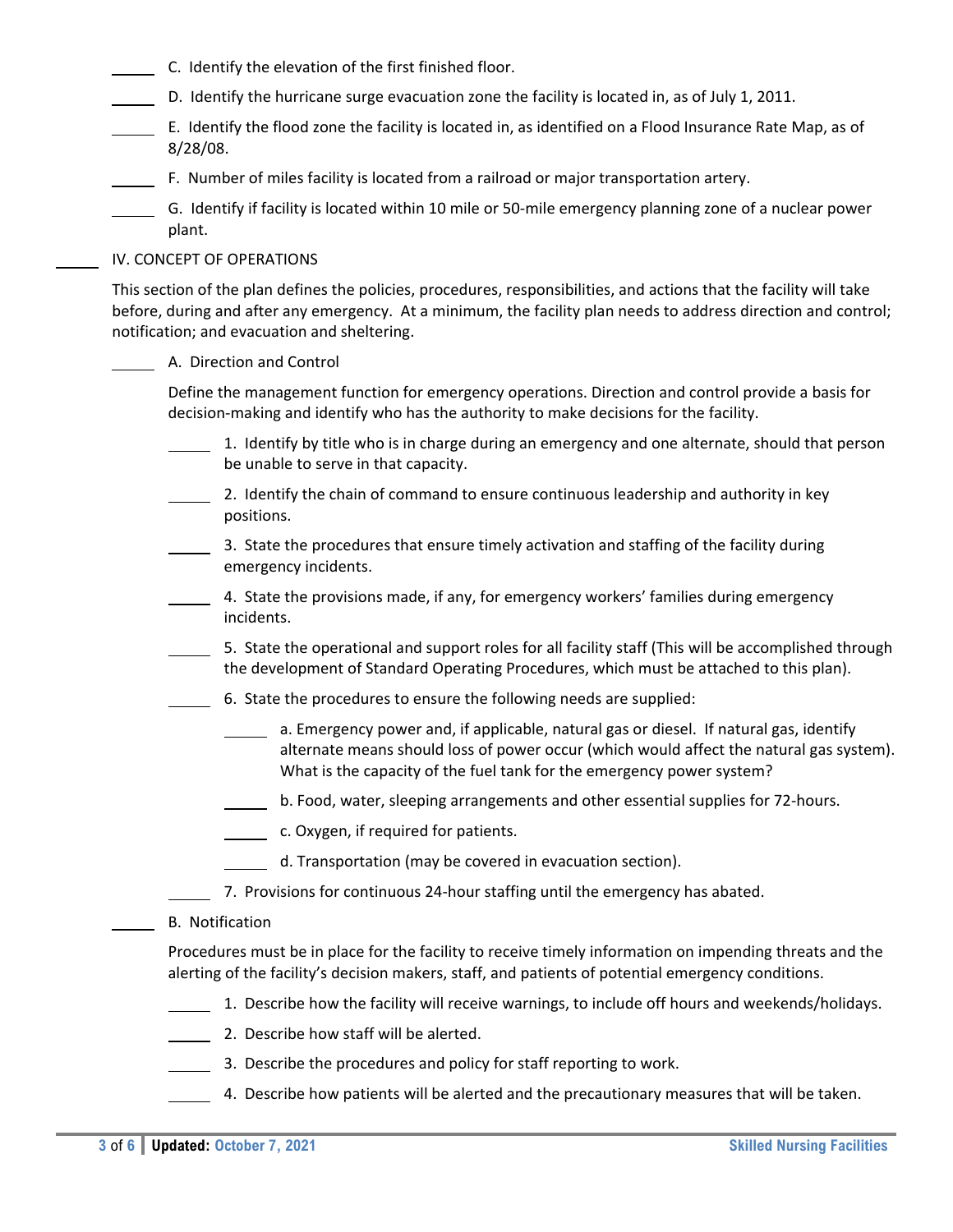_____ C. Identify the elevation of the first finished floor.

_____ D. Identify the hurricane surge evacuation zone the facility is located in, as of July 1, 2011.

_____ E. Identify the flood zone the facility is located in, as identified on a Flood Insurance Rate Map, as of 8/28/08.

_____ F. Number of miles facility is located from a railroad or major transportation artery.

_____ G. Identify if facility is located within 10 mile or 50-mile emergency planning zone of a nuclear power plant.

## _____ IV. CONCEPT OF OPERATIONS

This section of the plan defines the policies, procedures, responsibilities, and actions that the facility will take before, during and after any emergency. At a minimum, the facility plan needs to address direction and control; notification; and evacuation and sheltering.

### _____ A. Direction and Control

Define the management function for emergency operations. Direction and control provide a basis for decision-making and identify who has the authority to make decisions for the facility.

_____ 1. Identify by title who is in charge during an emergency and one alternate, should that person be unable to serve in that capacity.

_____ 2. Identify the chain of command to ensure continuous leadership and authority in key positions.

_____ 3. State the procedures that ensure timely activation and staffing of the facility during emergency incidents.

_____ 4. State the provisions made, if any, for emergency workers' families during emergency incidents.

_____ 5. State the operational and support roles for all facility staff (This will be accomplished through the development of Standard Operating Procedures, which must be attached to this plan).

_____ 6. State the procedures to ensure the following needs are supplied:

_____ a. Emergency power and, if applicable, natural gas or diesel. If natural gas, identify alternate means should loss of power occur (which would affect the natural gas system). What is the capacity of the fuel tank for the emergency power system?

_____ b. Food, water, sleeping arrangements and other essential supplies for 72-hours.

_____ c. Oxygen, if required for patients.

_____ d. Transportation (may be covered in evacuation section).

_____ 7. Provisions for continuous 24-hour staffing until the emergency has abated.

### _____ B. Notification

Procedures must be in place for the facility to receive timely information on impending threats and the alerting of the facility's decision makers, staff, and patients of potential emergency conditions.

_____ 1. Describe how the facility will receive warnings, to include off hours and weekends/holidays.

_____ 2. Describe how staff will be alerted.

_____ 3. Describe the procedures and policy for staff reporting to work.

_____ 4. Describe how patients will be alerted and the precautionary measures that will be taken.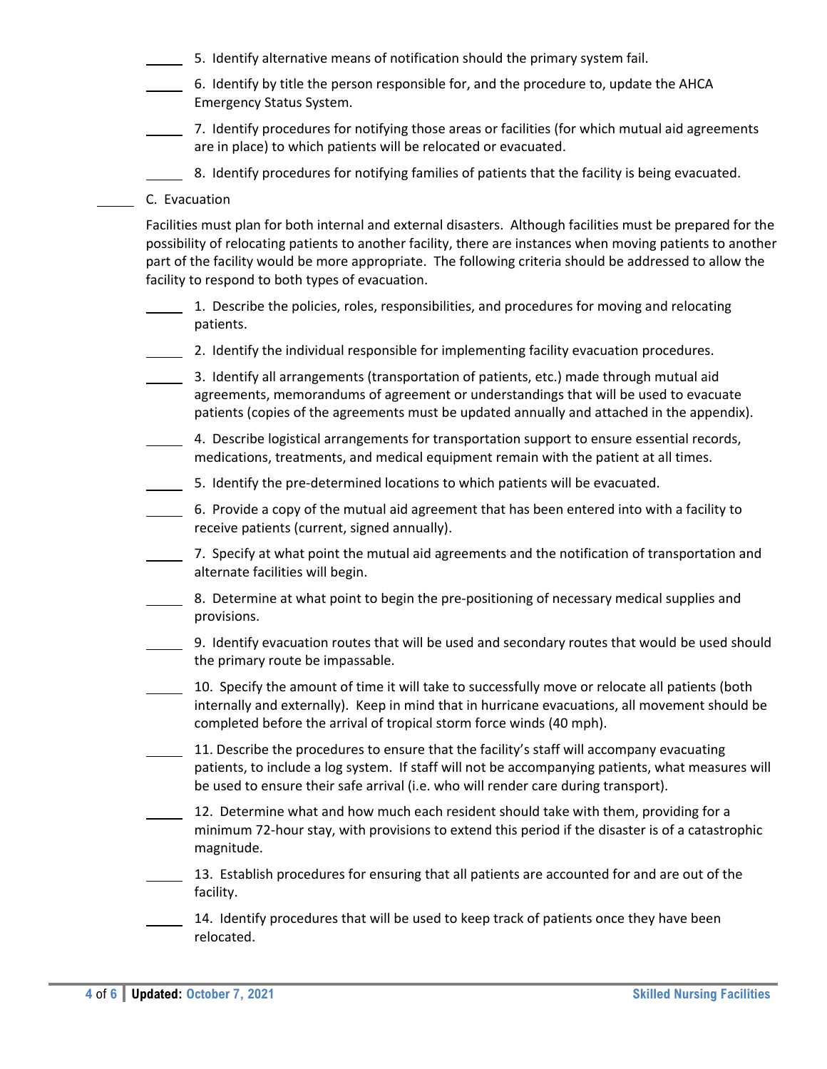_____ 5. Identify alternative means of notification should the primary system fail.

_____ 6. Identify by title the person responsible for, and the procedure to, update the AHCA Emergency Status System.

_____ 7. Identify procedures for notifying those areas or facilities (for which mutual aid agreements are in place) to which patients will be relocated or evacuated.

_____ 8. Identify procedures for notifying families of patients that the facility is being evacuated.

_____ C. Evacuation

Facilities must plan for both internal and external disasters. Although facilities must be prepared for the possibility of relocating patients to another facility, there are instances when moving patients to another part of the facility would be more appropriate. The following criteria should be addressed to allow the facility to respond to both types of evacuation.

_____ 1. Describe the policies, roles, responsibilities, and procedures for moving and relocating patients.

_____ 2. Identify the individual responsible for implementing facility evacuation procedures.

_____ 3. Identify all arrangements (transportation of patients, etc.) made through mutual aid agreements, memorandums of agreement or understandings that will be used to evacuate patients (copies of the agreements must be updated annually and attached in the appendix).

_____ 4. Describe logistical arrangements for transportation support to ensure essential records, medications, treatments, and medical equipment remain with the patient at all times.

_____ 5. Identify the pre-determined locations to which patients will be evacuated.

_____ 6. Provide a copy of the mutual aid agreement that has been entered into with a facility to receive patients (current, signed annually).

_____ 7. Specify at what point the mutual aid agreements and the notification of transportation and alternate facilities will begin.

_____ 8. Determine at what point to begin the pre-positioning of necessary medical supplies and provisions.

_____ 9. Identify evacuation routes that will be used and secondary routes that would be used should the primary route be impassable.

_____ 10. Specify the amount of time it will take to successfully move or relocate all patients (both internally and externally). Keep in mind that in hurricane evacuations, all movement should be completed before the arrival of tropical storm force winds (40 mph).

_____ 11. Describe the procedures to ensure that the facility's staff will accompany evacuating patients, to include a log system. If staff will not be accompanying patients, what measures will be used to ensure their safe arrival (i.e. who will render care during transport).

_____ 12. Determine what and how much each resident should take with them, providing for a minimum 72-hour stay, with provisions to extend this period if the disaster is of a catastrophic magnitude.

_____ 13. Establish procedures for ensuring that all patients are accounted for and are out of the facility.

_____ 14. Identify procedures that will be used to keep track of patients once they have been relocated.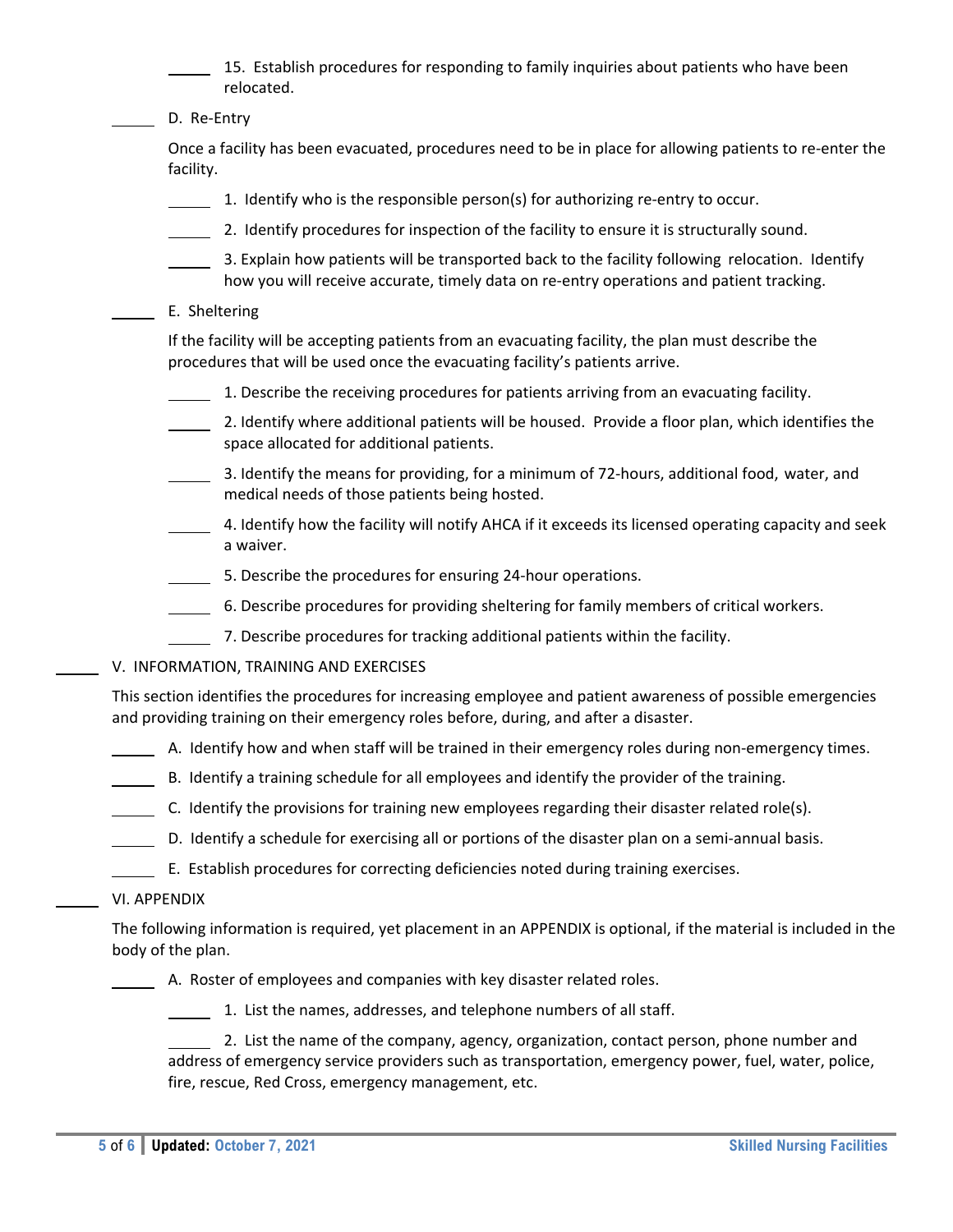_____ 15. Establish procedures for responding to family inquiries about patients who have been relocated.

_____ D. Re-Entry

Once a facility has been evacuated, procedures need to be in place for allowing patients to re-enter the facility.

_____ 1. Identify who is the responsible person(s) for authorizing re-entry to occur.

_____ 2. Identify procedures for inspection of the facility to ensure it is structurally sound.

_____ 3. Explain how patients will be transported back to the facility following relocation. Identify how you will receive accurate, timely data on re-entry operations and patient tracking.

_____ E. Sheltering

If the facility will be accepting patients from an evacuating facility, the plan must describe the procedures that will be used once the evacuating facility's patients arrive.

_____ 1. Describe the receiving procedures for patients arriving from an evacuating facility.

_____ 2. Identify where additional patients will be housed. Provide a floor plan, which identifies the space allocated for additional patients.

_____ 3. Identify the means for providing, for a minimum of 72-hours, additional food, water, and medical needs of those patients being hosted.

_____ 4. Identify how the facility will notify AHCA if it exceeds its licensed operating capacity and seek a waiver.

_____ 5. Describe the procedures for ensuring 24-hour operations.

_____ 6. Describe procedures for providing sheltering for family members of critical workers.

_____ 7. Describe procedures for tracking additional patients within the facility.

_____ V. INFORMATION, TRAINING AND EXERCISES

This section identifies the procedures for increasing employee and patient awareness of possible emergencies and providing training on their emergency roles before, during, and after a disaster.

_____ A. Identify how and when staff will be trained in their emergency roles during non-emergency times.

_____ B. Identify a training schedule for all employees and identify the provider of the training.

_____ C. Identify the provisions for training new employees regarding their disaster related role(s).

_____ D. Identify a schedule for exercising all or portions of the disaster plan on a semi-annual basis.

_____ E. Establish procedures for correcting deficiencies noted during training exercises.

_____ VI. APPENDIX

The following information is required, yet placement in an APPENDIX is optional, if the material is included in the body of the plan.

_____ A. Roster of employees and companies with key disaster related roles.

_____ 1. List the names, addresses, and telephone numbers of all staff.

_____ 2. List the name of the company, agency, organization, contact person, phone number and address of emergency service providers such as transportation, emergency power, fuel, water, police, fire, rescue, Red Cross, emergency management, etc.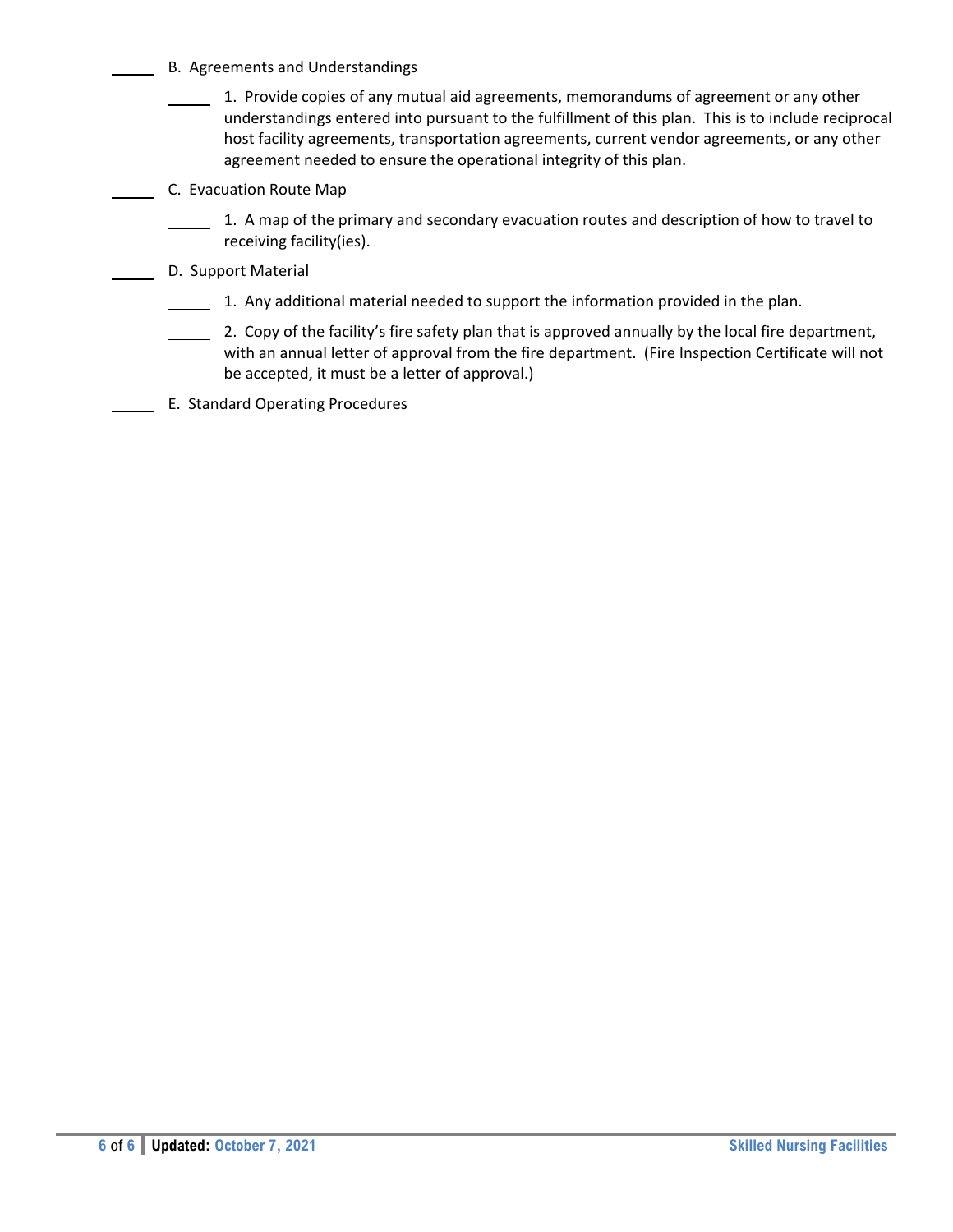_____ B. Agreements and Understandings

_____ 1. Provide copies of any mutual aid agreements, memorandums of agreement or any other understandings entered into pursuant to the fulfillment of this plan. This is to include reciprocal host facility agreements, transportation agreements, current vendor agreements, or any other agreement needed to ensure the operational integrity of this plan.

_____ C. Evacuation Route Map

_____ 1. A map of the primary and secondary evacuation routes and description of how to travel to receiving facility(ies).

_____ D. Support Material

_____ 1. Any additional material needed to support the information provided in the plan.

_____ 2. Copy of the facility's fire safety plan that is approved annually by the local fire department, with an annual letter of approval from the fire department. (Fire Inspection Certificate will not be accepted, it must be a letter of approval.)

_____ E. Standard Operating Procedures